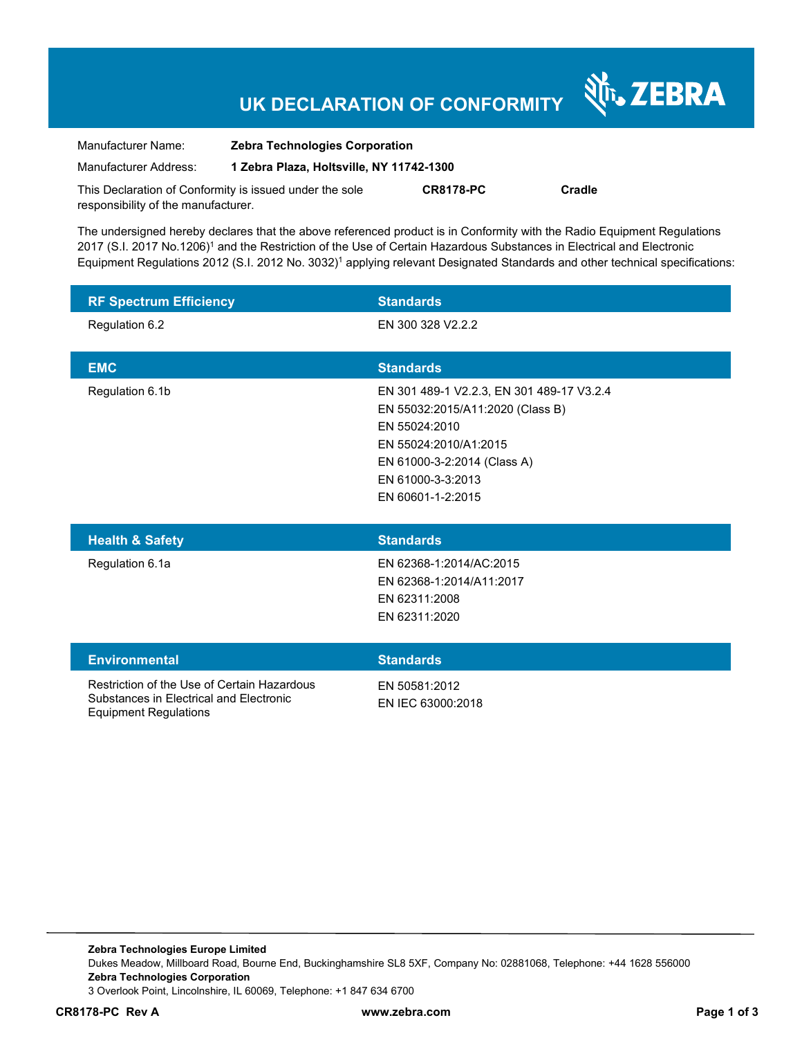# UK DECLARATION OF CONFORMITY

ZEBRA

| | |
|---|---|
| Manufacturer Name: | **Zebra Technologies Corporation** |
| Manufacturer Address: | **1 Zebra Plaza, Holtsville, NY 11742-1300** |

This Declaration of Conformity is issued under the sole responsibility of the manufacturer. **CR8178-PC** **Cradle**

The undersigned hereby declares that the above referenced product is in Conformity with the Radio Equipment Regulations 2017 (S.I. 2017 No.1206)[1] and the Restriction of the Use of Certain Hazardous Substances in Electrical and Electronic Equipment Regulations 2012 (S.I. 2012 No. 3032)[1] applying relevant Designated Standards and other technical specifications:

| RF Spectrum Efficiency | Standards |
|---|---|
| Regulation 6.2 | EN 300 328 V2.2.2 |

| EMC | Standards |
|---|---|
| Regulation 6.1b | EN 301 489-1 V2.2.3, EN 301 489-17 V3.2.4<br>EN 55032:2015/A11:2020 (Class B)<br>EN 55024:2010<br>EN 55024:2010/A1:2015<br>EN 61000-3-2:2014 (Class A)<br>EN 61000-3-3:2013<br>EN 60601-1-2:2015 |

| Health & Safety | Standards |
|---|---|
| Regulation 6.1a | EN 62368-1:2014/AC:2015<br>EN 62368-1:2014/A11:2017<br>EN 62311:2008<br>EN 62311:2020 |

| Environmental | Standards |
|---|---|
| Restriction of the Use of Certain Hazardous Substances in Electrical and Electronic Equipment Regulations | EN 50581:2012<br>EN IEC 63000:2018 |

**Zebra Technologies Europe Limited**
Dukes Meadow, Millboard Road, Bourne End, Buckinghamshire SL8 5XF, Company No: 02881068, Telephone: +44 1628 556000
**Zebra Technologies Corporation**
3 Overlook Point, Lincolnshire, IL 60069, Telephone: +1 847 634 6700

**CR8178-PC Rev A** **www.zebra.com**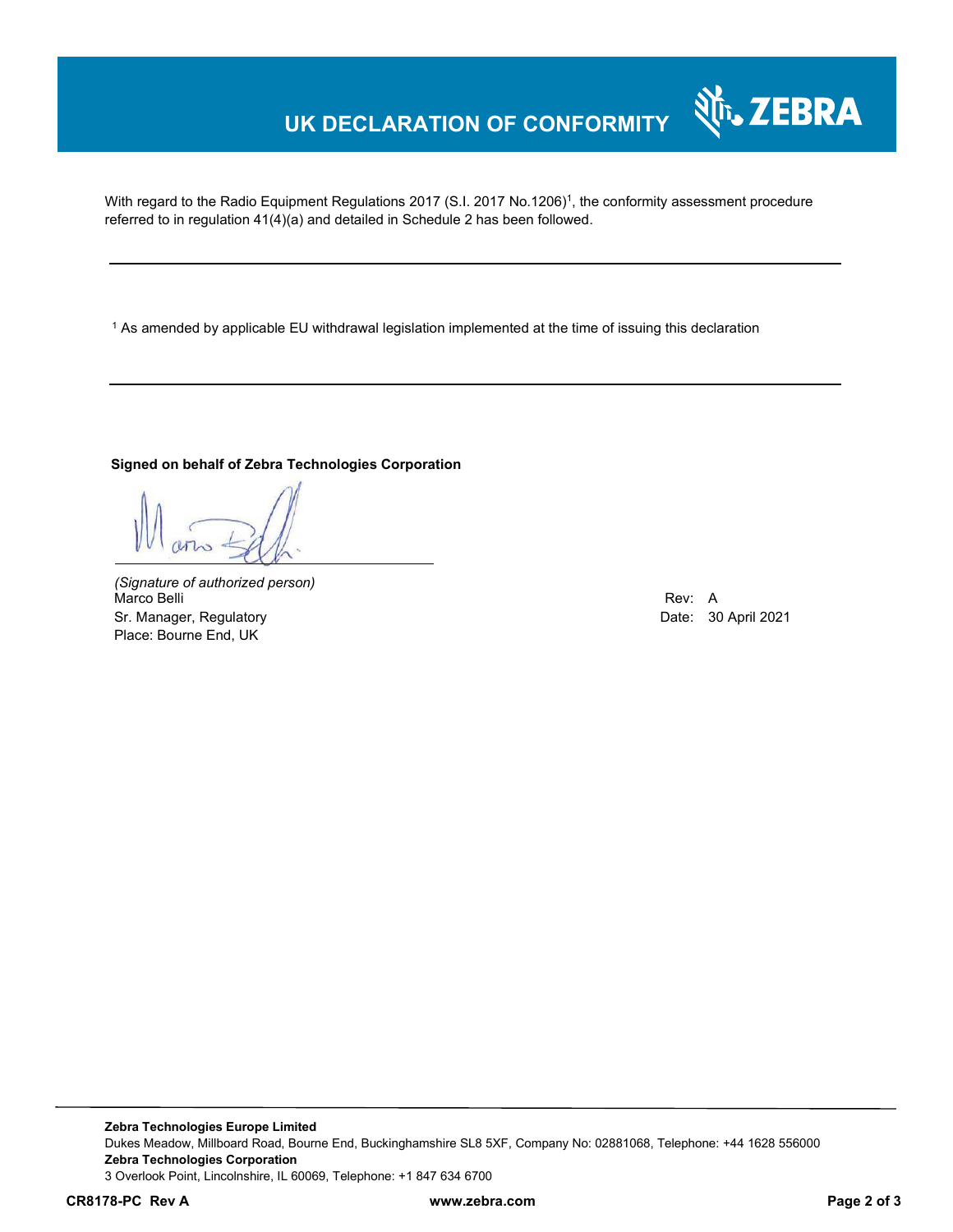# UK DECLARATION OF CONFORMITY

With regard to the Radio Equipment Regulations 2017 (S.I. 2017 No.1206)[1], the conformity assessment procedure referred to in regulation 41(4)(a) and detailed in Schedule 2 has been followed.

---

[1] As amended by applicable EU withdrawal legislation implemented at the time of issuing this declaration

---

**Signed on behalf of Zebra Technologies Corporation**

*(Signature of authorized person)*
Marco Belli
Sr. Manager, Regulatory
Place: Bourne End, UK

Rev: A
Date: 30 April 2021

---

**Zebra Technologies Europe Limited**
Dukes Meadow, Millboard Road, Bourne End, Buckinghamshire SL8 5XF, Company No: 02881068, Telephone: +44 1628 556000
**Zebra Technologies Corporation**
3 Overlook Point, Lincolnshire, IL 60069, Telephone: +1 847 634 6700

**CR8178-PC Rev A** **www.zebra.com**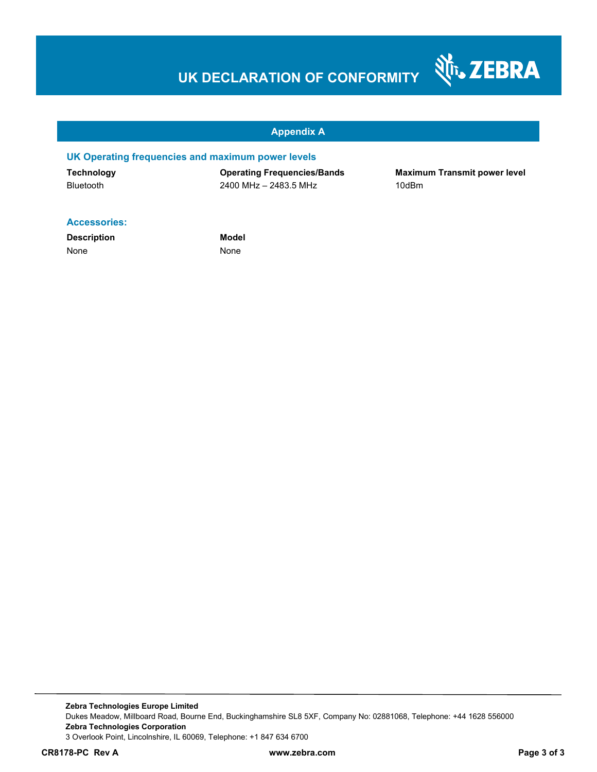# UK DECLARATION OF CONFORMITY

## Appendix A

### UK Operating frequencies and maximum power levels

| Technology | Operating Frequencies/Bands | Maximum Transmit power level |
|---|---|---|
| Bluetooth | 2400 MHz – 2483.5 MHz | 10dBm |

### Accessories:

| Description | Model |
|---|---|
| None | None |

**Zebra Technologies Europe Limited**
Dukes Meadow, Millboard Road, Bourne End, Buckinghamshire SL8 5XF, Company No: 02881068, Telephone: +44 1628 556000
**Zebra Technologies Corporation**
3 Overlook Point, Lincolnshire, IL 60069, Telephone: +1 847 634 6700

**CR8178-PC Rev A** **www.zebra.com**